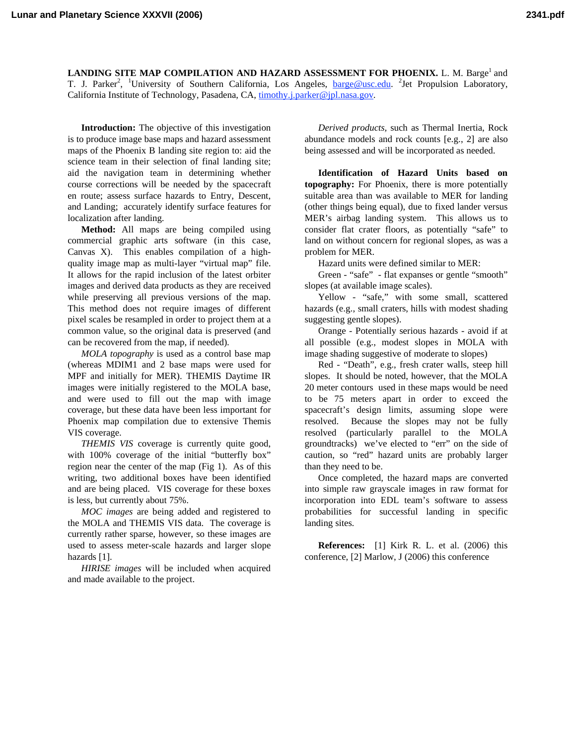# LANDING SITE MAP COMPILATION AND HAZARD ASSESSMENT FOR PHOENIX.

L. M. Barge[1] and T. J. Parker[2], [1]University of Southern California, Los Angeles, barge@usc.edu. [2]Jet Propulsion Laboratory, California Institute of Technology, Pasadena, CA, timothy.j.parker@jpl.nasa.gov.

**Introduction:** The objective of this investigation is to produce image base maps and hazard assessment maps of the Phoenix B landing site region to: aid the science team in their selection of final landing site; aid the navigation team in determining whether course corrections will be needed by the spacecraft en route; assess surface hazards to Entry, Descent, and Landing; accurately identify surface features for localization after landing.

**Method:** All maps are being compiled using commercial graphic arts software (in this case, Canvas X). This enables compilation of a high-quality image map as multi-layer "virtual map" file. It allows for the rapid inclusion of the latest orbiter images and derived data products as they are received while preserving all previous versions of the map. This method does not require images of different pixel scales be resampled in order to project them at a common value, so the original data is preserved (and can be recovered from the map, if needed).

*MOLA topography* is used as a control base map (whereas MDIM1 and 2 base maps were used for MPF and initially for MER). THEMIS Daytime IR images were initially registered to the MOLA base, and were used to fill out the map with image coverage, but these data have been less important for Phoenix map compilation due to extensive Themis VIS coverage.

*THEMIS VIS* coverage is currently quite good, with 100% coverage of the initial "butterfly box" region near the center of the map (Fig 1). As of this writing, two additional boxes have been identified and are being placed. VIS coverage for these boxes is less, but currently about 75%.

*MOC images* are being added and registered to the MOLA and THEMIS VIS data. The coverage is currently rather sparse, however, so these images are used to assess meter-scale hazards and larger slope hazards [1].

*HIRISE images* will be included when acquired and made available to the project.

*Derived products,* such as Thermal Inertia, Rock abundance models and rock counts [e.g., 2] are also being assessed and will be incorporated as needed.

**Identification of Hazard Units based on topography:** For Phoenix, there is more potentially suitable area than was available to MER for landing (other things being equal), due to fixed lander versus MER's airbag landing system. This allows us to consider flat crater floors, as potentially "safe" to land on without concern for regional slopes, as was a problem for MER.

Hazard units were defined similar to MER:

Green - "safe" - flat expanses or gentle "smooth" slopes (at available image scales).

Yellow - "safe," with some small, scattered hazards (e.g., small craters, hills with modest shading suggesting gentle slopes).

Orange - Potentially serious hazards - avoid if at all possible (e.g., modest slopes in MOLA with image shading suggestive of moderate to slopes)

Red - "Death", e.g., fresh crater walls, steep hill slopes. It should be noted, however, that the MOLA 20 meter contours used in these maps would be need to be 75 meters apart in order to exceed the spacecraft's design limits, assuming slope were resolved. Because the slopes may not be fully resolved (particularly parallel to the MOLA groundtracks) we've elected to "err" on the side of caution, so "red" hazard units are probably larger than they need to be.

Once completed, the hazard maps are converted into simple raw grayscale images in raw format for incorporation into EDL team's software to assess probabilities for successful landing in specific landing sites.

**References:** [1] Kirk R. L. et al. (2006) this conference, [2] Marlow, J (2006) this conference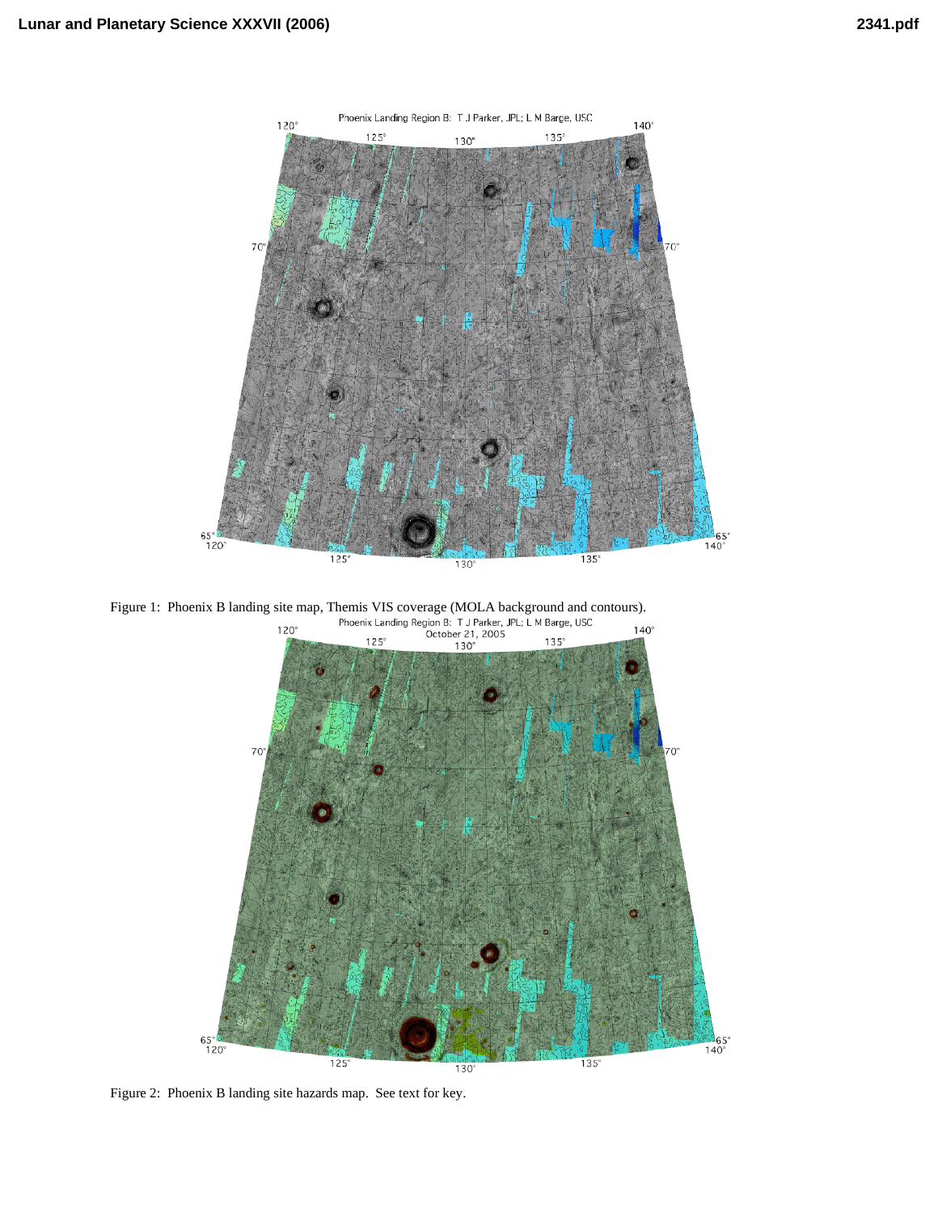Phoenix Landing Region B: T J Parker, JPL; L M Barge, USC

120°
125°
130°
135°
140°
70°
70°
65°
120°
125°
130°
135°
65°
140°

Figure 1: Phoenix B landing site map, Themis VIS coverage (MOLA background and contours).

Phoenix Landing Region B: T J Parker, JPL; L M Barge, USC
October 21, 2005

120°
125°
130°
135°
140°
70°
70°
65°
120°
125°
130°
135°
65°
140°

Figure 2: Phoenix B landing site hazards map. See text for key.